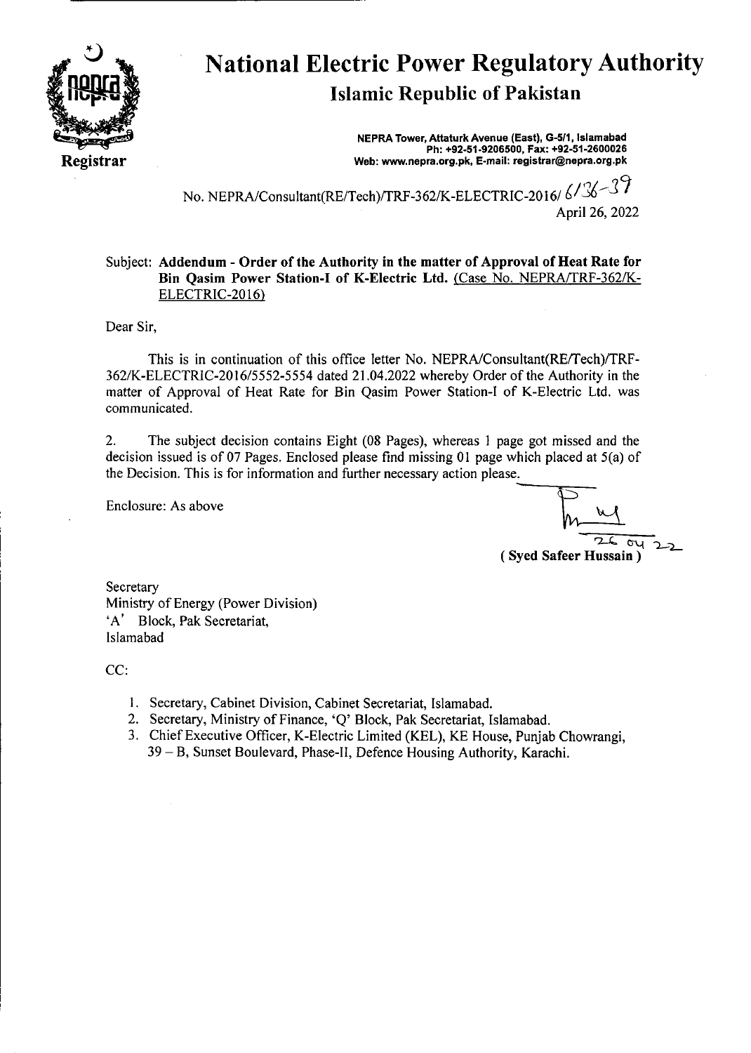# National Electric Power Regulatory Authority

## Islamic Republic of Pakistan

Registrar

NEPRA Tower, Attaturk Avenue (East), G-5/1, Islamabad
Ph: +92-51-9206500, Fax: +92-51-2600026
Web: www.nepra.org.pk, E-mail: registrar@nepra.org.pk

No. NEPRA/Consultant(RE/Tech)/TRF-362/K-ELECTRIC-2016/ 6136-39

April 26, 2022

Subject: **Addendum - Order of the Authority in the matter of Approval of Heat Rate for Bin Qasim Power Station-I of K-Electric Ltd.** Case No. NEPRA/TRF-362/K-ELECTRIC-2016)

Dear Sir,

This is in continuation of this office letter No. NEPRA/Consultant(RE/Tech)/TRF-362/K-ELECTRIC-2016/5552-5554 dated 21.04.2022 whereby Order of the Authority in the matter of Approval of Heat Rate for Bin Qasim Power Station-I of K-Electric Ltd. was communicated.

2. The subject decision contains Eight (08 Pages), whereas 1 page got missed and the decision issued is of 07 Pages. Enclosed please find missing 01 page which placed at 5(a) of the Decision. This is for information and further necessary action please.

Enclosure: As above

26 04 22

**( Syed Safeer Hussain )**

Secretary
Ministry of Energy (Power Division)
'A' Block, Pak Secretariat,
Islamabad

CC:

1. Secretary, Cabinet Division, Cabinet Secretariat, Islamabad.
2. Secretary, Ministry of Finance, 'Q' Block, Pak Secretariat, Islamabad.
3. Chief Executive Officer, K-Electric Limited (KEL), KE House, Punjab Chowrangi, 39 – B, Sunset Boulevard, Phase-II, Defence Housing Authority, Karachi.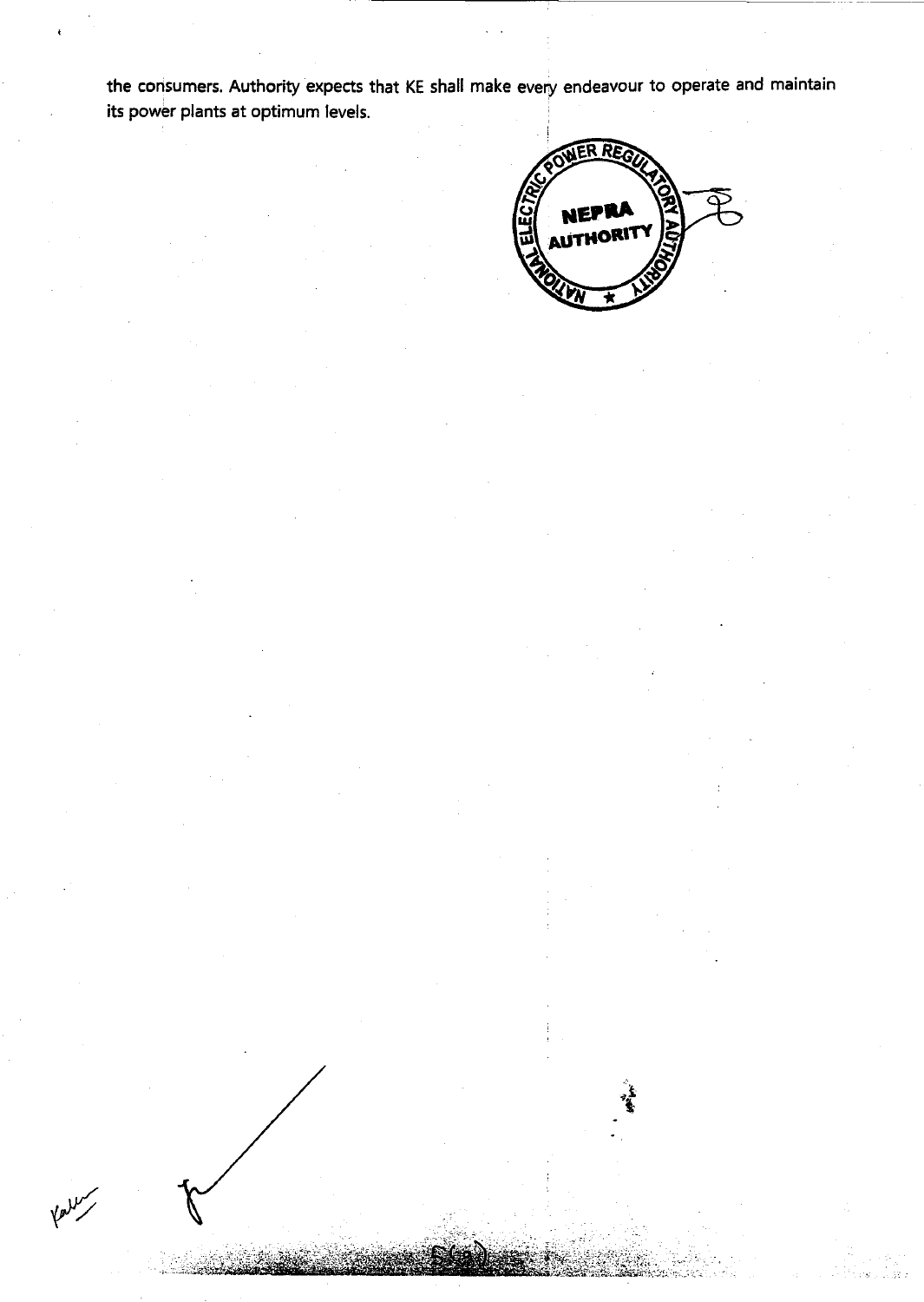the consumers. Authority expects that KE shall make every endeavour to operate and maintain its power plants at optimum levels.